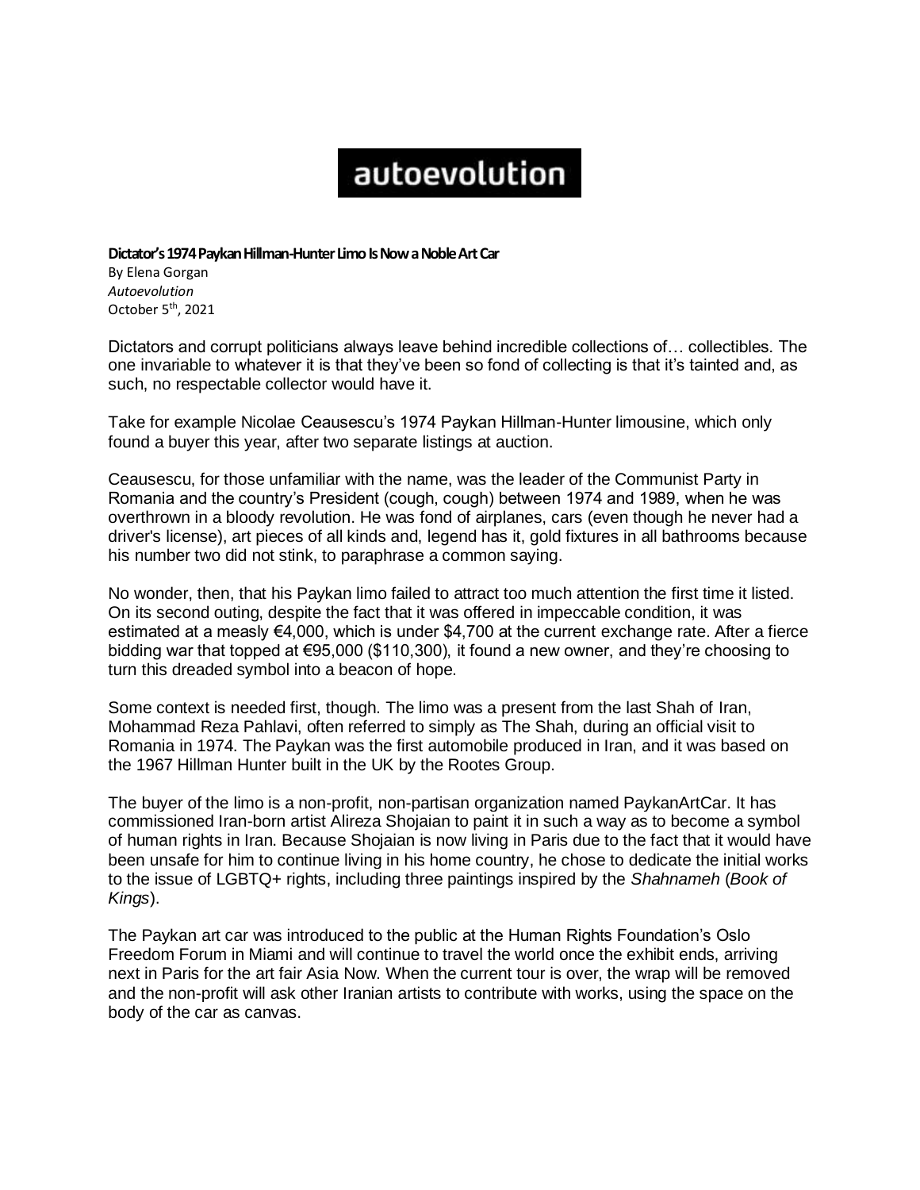autoevolution

**Dictator's 1974 Paykan Hillman-Hunter Limo Is Now a Noble Art Car**

By Elena Gorgan
*Autoevolution*
October 5th, 2021

Dictators and corrupt politicians always leave behind incredible collections of… collectibles. The one invariable to whatever it is that they've been so fond of collecting is that it's tainted and, as such, no respectable collector would have it.

Take for example Nicolae Ceausescu's 1974 Paykan Hillman-Hunter limousine, which only found a buyer this year, after two separate listings at auction.

Ceausescu, for those unfamiliar with the name, was the leader of the Communist Party in Romania and the country's President (cough, cough) between 1974 and 1989, when he was overthrown in a bloody revolution. He was fond of airplanes, cars (even though he never had a driver's license), art pieces of all kinds and, legend has it, gold fixtures in all bathrooms because his number two did not stink, to paraphrase a common saying.

No wonder, then, that his Paykan limo failed to attract too much attention the first time it listed. On its second outing, despite the fact that it was offered in impeccable condition, it was estimated at a measly €4,000, which is under $4,700 at the current exchange rate. After a fierce bidding war that topped at €95,000 ($110,300), it found a new owner, and they're choosing to turn this dreaded symbol into a beacon of hope.

Some context is needed first, though. The limo was a present from the last Shah of Iran, Mohammad Reza Pahlavi, often referred to simply as The Shah, during an official visit to Romania in 1974. The Paykan was the first automobile produced in Iran, and it was based on the 1967 Hillman Hunter built in the UK by the Rootes Group.

The buyer of the limo is a non-profit, non-partisan organization named PaykanArtCar. It has commissioned Iran-born artist Alireza Shojaian to paint it in such a way as to become a symbol of human rights in Iran. Because Shojaian is now living in Paris due to the fact that it would have been unsafe for him to continue living in his home country, he chose to dedicate the initial works to the issue of LGBTQ+ rights, including three paintings inspired by the *Shahnameh* (*Book of Kings*).

The Paykan art car was introduced to the public at the Human Rights Foundation's Oslo Freedom Forum in Miami and will continue to travel the world once the exhibit ends, arriving next in Paris for the art fair Asia Now. When the current tour is over, the wrap will be removed and the non-profit will ask other Iranian artists to contribute with works, using the space on the body of the car as canvas.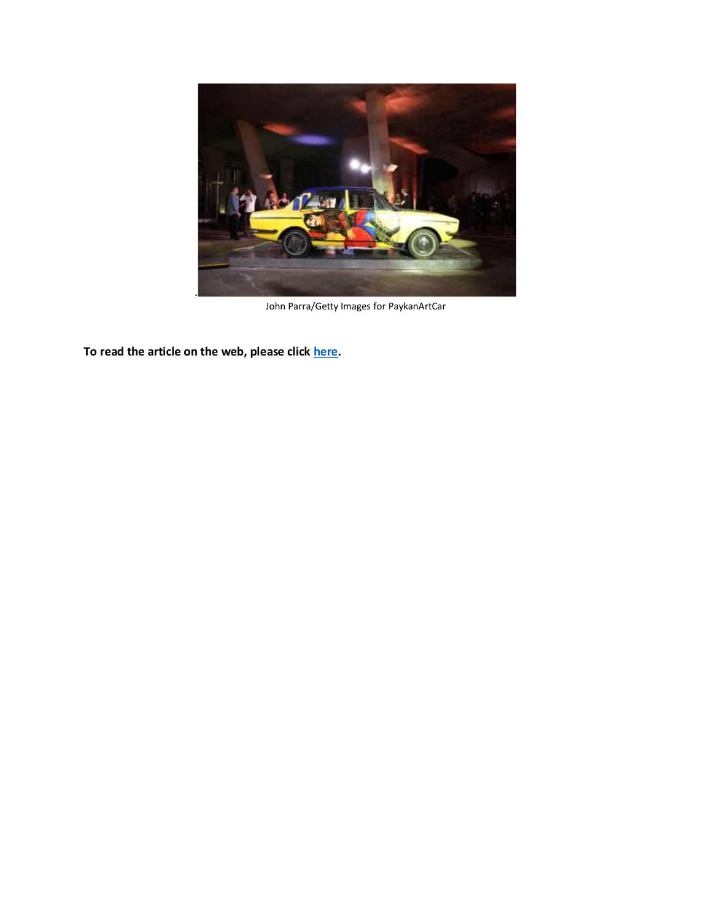John Parra/Getty Images for PaykanArtCar

**To read the article on the web, please click here.**